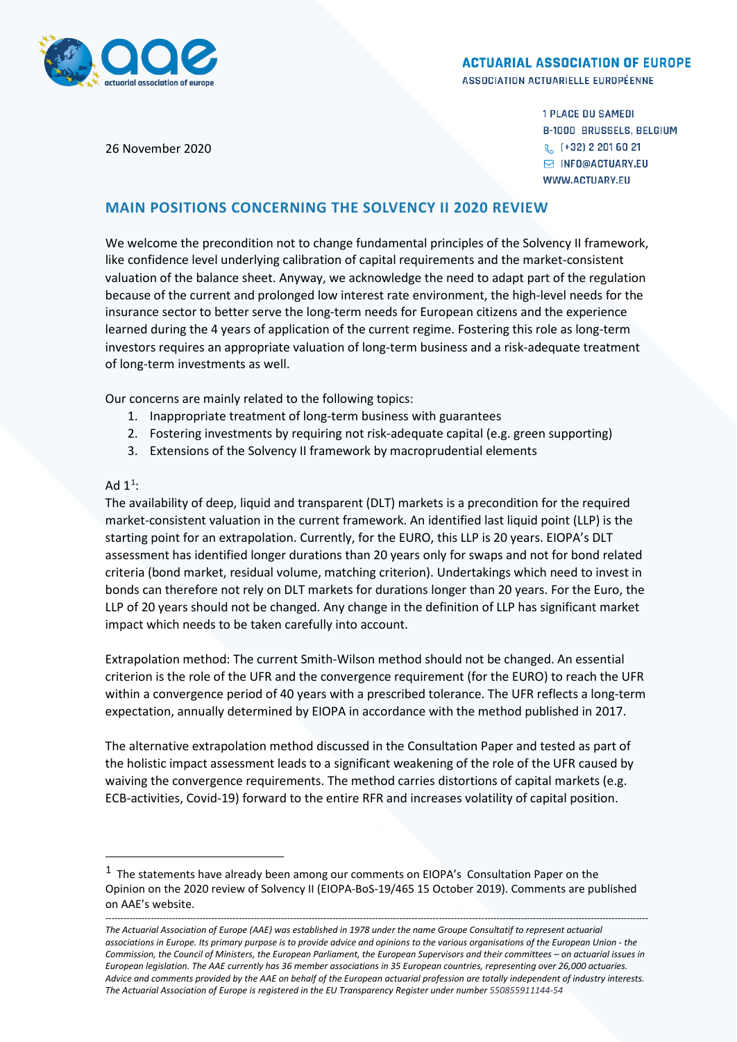**ACTUARIAL ASSOCIATION OF EUROPE**
ASSOCIATION ACTUARIELLE EUROPÉENNE

1 PLACE DU SAMEDI
B-1000 BRUSSELS, BELGIUM
(+32) 2 201 60 21
INFO@ACTUARY.EU
WWW.ACTUARY.EU

26 November 2020

## MAIN POSITIONS CONCERNING THE SOLVENCY II 2020 REVIEW

We welcome the precondition not to change fundamental principles of the Solvency II framework, like confidence level underlying calibration of capital requirements and the market-consistent valuation of the balance sheet. Anyway, we acknowledge the need to adapt part of the regulation because of the current and prolonged low interest rate environment, the high-level needs for the insurance sector to better serve the long-term needs for European citizens and the experience learned during the 4 years of application of the current regime. Fostering this role as long-term investors requires an appropriate valuation of long-term business and a risk-adequate treatment of long-term investments as well.

Our concerns are mainly related to the following topics:

1. Inappropriate treatment of long-term business with guarantees
2. Fostering investments by requiring not risk-adequate capital (e.g. green supporting)
3. Extensions of the Solvency II framework by macroprudential elements

Ad 1[1]:

The availability of deep, liquid and transparent (DLT) markets is a precondition for the required market-consistent valuation in the current framework. An identified last liquid point (LLP) is the starting point for an extrapolation. Currently, for the EURO, this LLP is 20 years. EIOPA's DLT assessment has identified longer durations than 20 years only for swaps and not for bond related criteria (bond market, residual volume, matching criterion). Undertakings which need to invest in bonds can therefore not rely on DLT markets for durations longer than 20 years. For the Euro, the LLP of 20 years should not be changed. Any change in the definition of LLP has significant market impact which needs to be taken carefully into account.

Extrapolation method: The current Smith-Wilson method should not be changed. An essential criterion is the role of the UFR and the convergence requirement (for the EURO) to reach the UFR within a convergence period of 40 years with a prescribed tolerance. The UFR reflects a long-term expectation, annually determined by EIOPA in accordance with the method published in 2017.

The alternative extrapolation method discussed in the Consultation Paper and tested as part of the holistic impact assessment leads to a significant weakening of the role of the UFR caused by waiving the convergence requirements. The method carries distortions of capital markets (e.g. ECB-activities, Covid-19) forward to the entire RFR and increases volatility of capital position.

---

[1] The statements have already been among our comments on EIOPA's Consultation Paper on the Opinion on the 2020 review of Solvency II (EIOPA-BoS-19/465 15 October 2019). Comments are published on AAE's website.

---

*The Actuarial Association of Europe (AAE) was established in 1978 under the name Groupe Consultatif to represent actuarial associations in Europe. Its primary purpose is to provide advice and opinions to the various organisations of the European Union - the Commission, the Council of Ministers, the European Parliament, the European Supervisors and their committees – on actuarial issues in European legislation. The AAE currently has 36 member associations in 35 European countries, representing over 26,000 actuaries. Advice and comments provided by the AAE on behalf of the European actuarial profession are totally independent of industry interests. The Actuarial Association of Europe is registered in the EU Transparency Register under number 550855911144-54*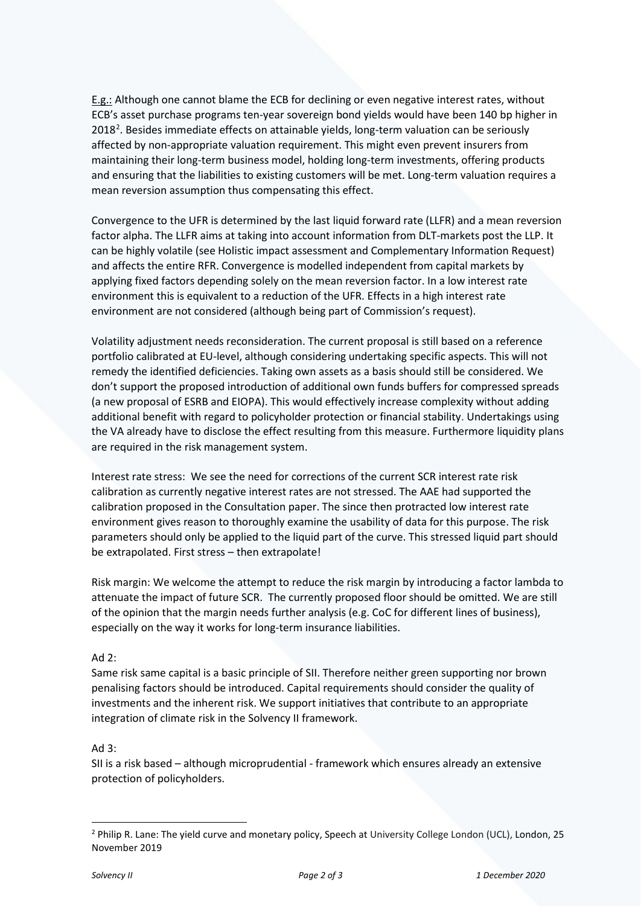E.g.: Although one cannot blame the ECB for declining or even negative interest rates, without ECB's asset purchase programs ten-year sovereign bond yields would have been 140 bp higher in 2018[2]. Besides immediate effects on attainable yields, long-term valuation can be seriously affected by non-appropriate valuation requirement. This might even prevent insurers from maintaining their long-term business model, holding long-term investments, offering products and ensuring that the liabilities to existing customers will be met. Long-term valuation requires a mean reversion assumption thus compensating this effect.

Convergence to the UFR is determined by the last liquid forward rate (LLFR) and a mean reversion factor alpha. The LLFR aims at taking into account information from DLT-markets post the LLP. It can be highly volatile (see Holistic impact assessment and Complementary Information Request) and affects the entire RFR. Convergence is modelled independent from capital markets by applying fixed factors depending solely on the mean reversion factor. In a low interest rate environment this is equivalent to a reduction of the UFR. Effects in a high interest rate environment are not considered (although being part of Commission's request).

Volatility adjustment needs reconsideration. The current proposal is still based on a reference portfolio calibrated at EU-level, although considering undertaking specific aspects. This will not remedy the identified deficiencies. Taking own assets as a basis should still be considered. We don't support the proposed introduction of additional own funds buffers for compressed spreads (a new proposal of ESRB and EIOPA). This would effectively increase complexity without adding additional benefit with regard to policyholder protection or financial stability. Undertakings using the VA already have to disclose the effect resulting from this measure. Furthermore liquidity plans are required in the risk management system.

Interest rate stress: We see the need for corrections of the current SCR interest rate risk calibration as currently negative interest rates are not stressed. The AAE had supported the calibration proposed in the Consultation paper. The since then protracted low interest rate environment gives reason to thoroughly examine the usability of data for this purpose. The risk parameters should only be applied to the liquid part of the curve. This stressed liquid part should be extrapolated. First stress – then extrapolate!

Risk margin: We welcome the attempt to reduce the risk margin by introducing a factor lambda to attenuate the impact of future SCR. The currently proposed floor should be omitted. We are still of the opinion that the margin needs further analysis (e.g. CoC for different lines of business), especially on the way it works for long-term insurance liabilities.

Ad 2:
Same risk same capital is a basic principle of SII. Therefore neither green supporting nor brown penalising factors should be introduced. Capital requirements should consider the quality of investments and the inherent risk. We support initiatives that contribute to an appropriate integration of climate risk in the Solvency II framework.

Ad 3:
SII is a risk based – although microprudential - framework which ensures already an extensive protection of policyholders.

---

[2] Philip R. Lane: The yield curve and monetary policy, Speech at University College London (UCL), London, 25 November 2019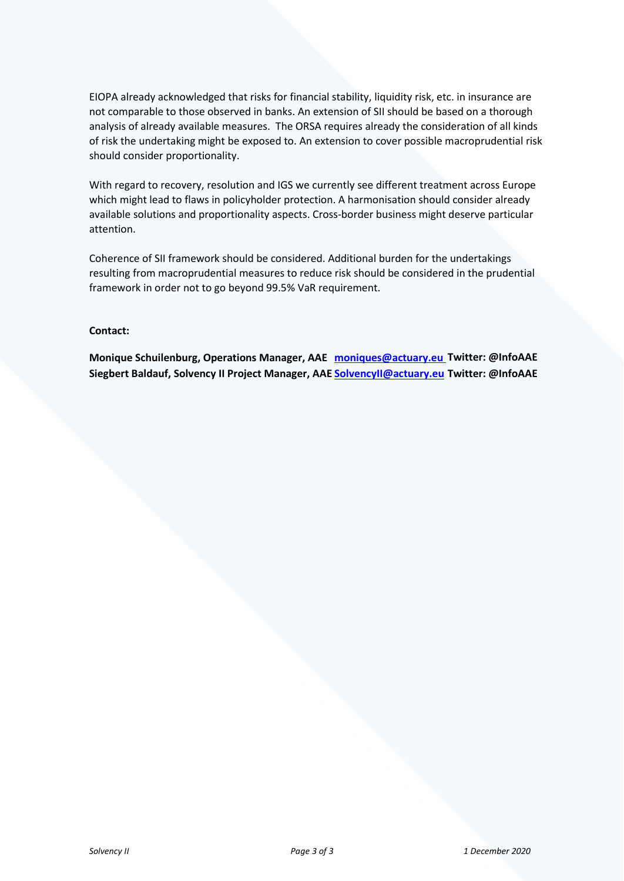EIOPA already acknowledged that risks for financial stability, liquidity risk, etc. in insurance are not comparable to those observed in banks. An extension of SII should be based on a thorough analysis of already available measures. The ORSA requires already the consideration of all kinds of risk the undertaking might be exposed to. An extension to cover possible macroprudential risk should consider proportionality.

With regard to recovery, resolution and IGS we currently see different treatment across Europe which might lead to flaws in policyholder protection. A harmonisation should consider already available solutions and proportionality aspects. Cross-border business might deserve particular attention.

Coherence of SII framework should be considered. Additional burden for the undertakings resulting from macroprudential measures to reduce risk should be considered in the prudential framework in order not to go beyond 99.5% VaR requirement.

**Contact:**

**Monique Schuilenburg, Operations Manager, AAE** [**moniques@actuary.eu**](mailto:moniques@actuary.eu) **Twitter: @InfoAAE**
**Siegbert Baldauf, Solvency II Project Manager, AAE** [**SolvencyII@actuary.eu**](mailto:SolvencyII@actuary.eu) **Twitter: @InfoAAE**